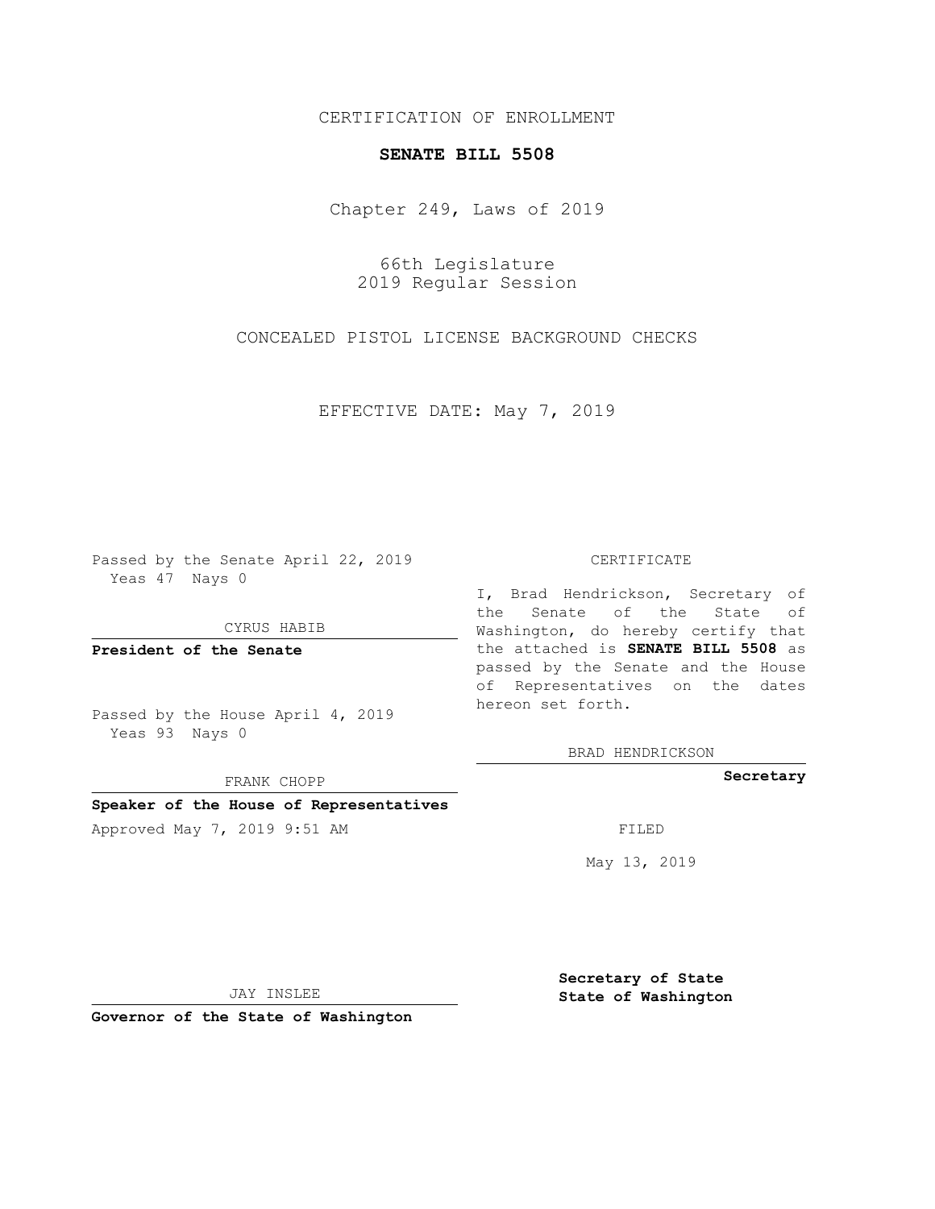CERTIFICATION OF ENROLLMENT

**SENATE BILL 5508**

Chapter 249, Laws of 2019

66th Legislature
2019 Regular Session

CONCEALED PISTOL LICENSE BACKGROUND CHECKS

EFFECTIVE DATE: May 7, 2019

Passed by the Senate April 22, 2019
Yeas 47 Nays 0

CYRUS HABIB

**President of the Senate**

Passed by the House April 4, 2019
Yeas 93 Nays 0

FRANK CHOPP

**Speaker of the House of Representatives**

Approved May 7, 2019 9:51 AM

JAY INSLEE

**Governor of the State of Washington**

CERTIFICATE

I, Brad Hendrickson, Secretary of the Senate of the State of Washington, do hereby certify that the attached is **SENATE BILL 5508** as passed by the Senate and the House of Representatives on the dates hereon set forth.

BRAD HENDRICKSON

**Secretary**

FILED

May 13, 2019

**Secretary of State**
**State of Washington**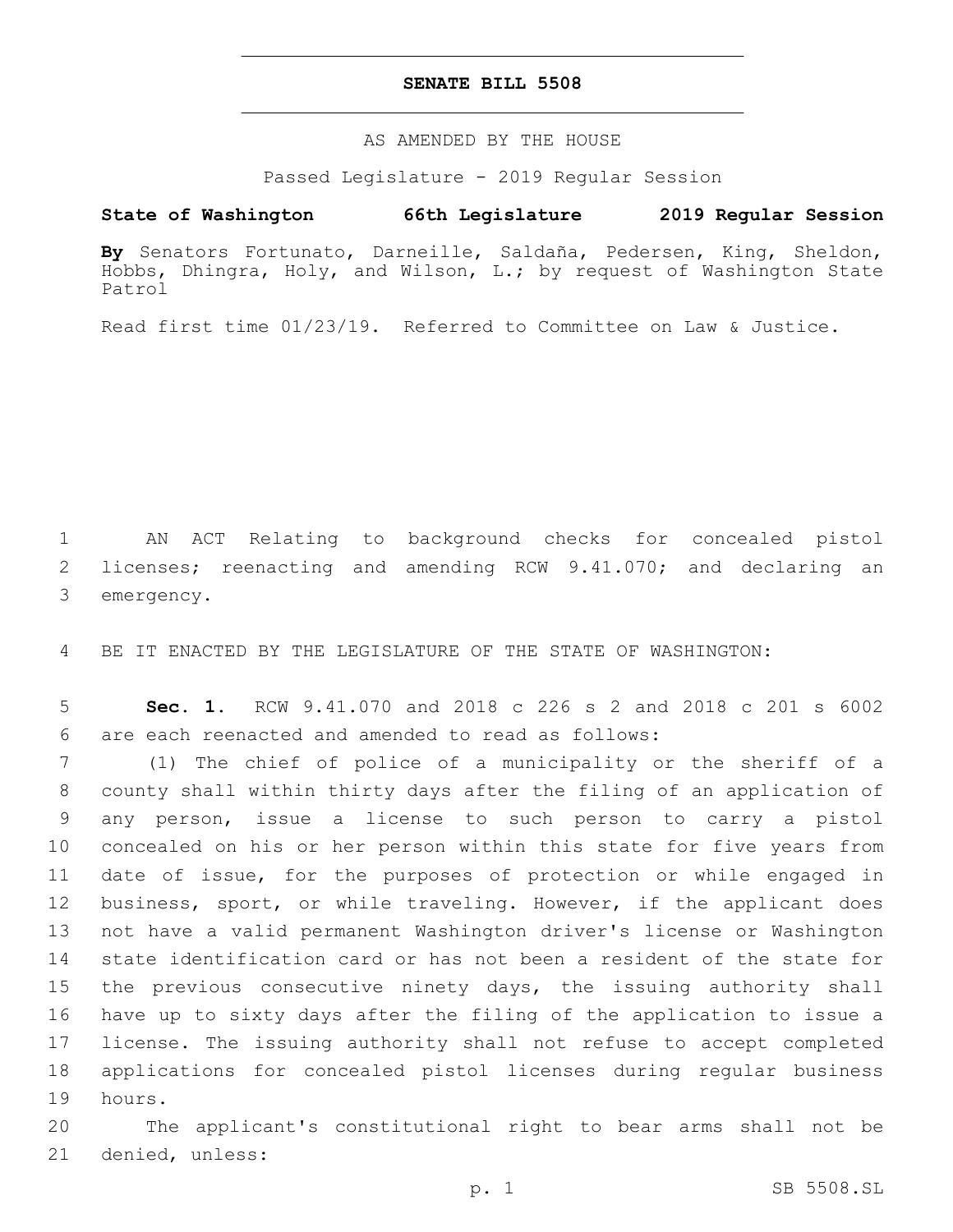**SENATE BILL 5508**

AS AMENDED BY THE HOUSE

Passed Legislature - 2019 Regular Session

**State of Washington 66th Legislature 2019 Regular Session**

**By** Senators Fortunato, Darneille, Saldaña, Pedersen, King, Sheldon, Hobbs, Dhingra, Holy, and Wilson, L.; by request of Washington State Patrol

Read first time 01/23/19. Referred to Committee on Law & Justice.

AN ACT Relating to background checks for concealed pistol licenses; reenacting and amending RCW 9.41.070; and declaring an emergency.

BE IT ENACTED BY THE LEGISLATURE OF THE STATE OF WASHINGTON:

**Sec. 1.** RCW 9.41.070 and 2018 c 226 s 2 and 2018 c 201 s 6002 are each reenacted and amended to read as follows:

(1) The chief of police of a municipality or the sheriff of a county shall within thirty days after the filing of an application of any person, issue a license to such person to carry a pistol concealed on his or her person within this state for five years from date of issue, for the purposes of protection or while engaged in business, sport, or while traveling. However, if the applicant does not have a valid permanent Washington driver's license or Washington state identification card or has not been a resident of the state for the previous consecutive ninety days, the issuing authority shall have up to sixty days after the filing of the application to issue a license. The issuing authority shall not refuse to accept completed applications for concealed pistol licenses during regular business hours.

The applicant's constitutional right to bear arms shall not be denied, unless: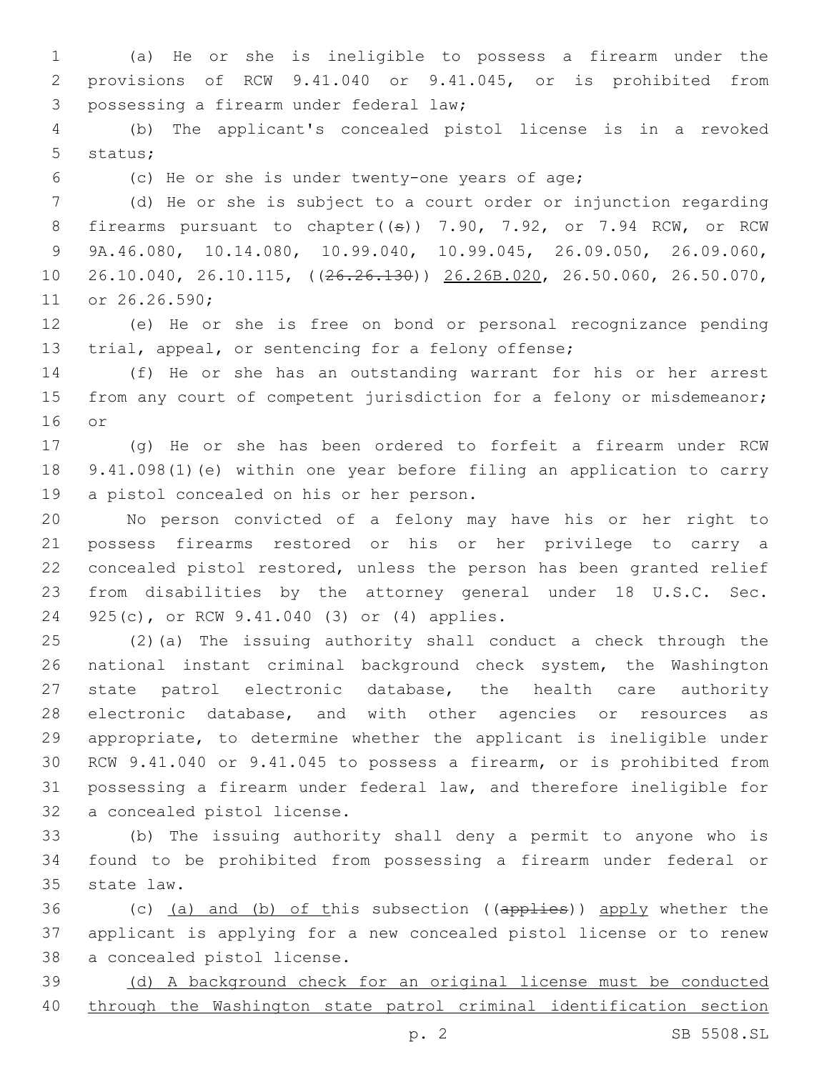(a) He or she is ineligible to possess a firearm under the provisions of RCW 9.41.040 or 9.41.045, or is prohibited from possessing a firearm under federal law;

(b) The applicant's concealed pistol license is in a revoked status;

(c) He or she is under twenty-one years of age;

(d) He or she is subject to a court order or injunction regarding firearms pursuant to chapter((~~s~~)) 7.90, 7.92, or 7.94 RCW, or RCW 9A.46.080, 10.14.080, 10.99.040, 10.99.045, 26.09.050, 26.09.060, 26.10.040, 26.10.115, ((~~26.26.130~~)) <u>26.26B.020</u>, 26.50.060, 26.50.070, or 26.26.590;

(e) He or she is free on bond or personal recognizance pending trial, appeal, or sentencing for a felony offense;

(f) He or she has an outstanding warrant for his or her arrest from any court of competent jurisdiction for a felony or misdemeanor; or

(g) He or she has been ordered to forfeit a firearm under RCW 9.41.098(1)(e) within one year before filing an application to carry a pistol concealed on his or her person.

No person convicted of a felony may have his or her right to possess firearms restored or his or her privilege to carry a concealed pistol restored, unless the person has been granted relief from disabilities by the attorney general under 18 U.S.C. Sec. 925(c), or RCW 9.41.040 (3) or (4) applies.

(2)(a) The issuing authority shall conduct a check through the national instant criminal background check system, the Washington state patrol electronic database, the health care authority electronic database, and with other agencies or resources as appropriate, to determine whether the applicant is ineligible under RCW 9.41.040 or 9.41.045 to possess a firearm, or is prohibited from possessing a firearm under federal law, and therefore ineligible for a concealed pistol license.

(b) The issuing authority shall deny a permit to anyone who is found to be prohibited from possessing a firearm under federal or state law.

(c) <u>(a) and (b) of t</u>his subsection ((~~applies~~)) <u>apply</u> whether the applicant is applying for a new concealed pistol license or to renew a concealed pistol license.

<u>(d) A background check for an original license must be conducted through the Washington state patrol criminal identification section</u>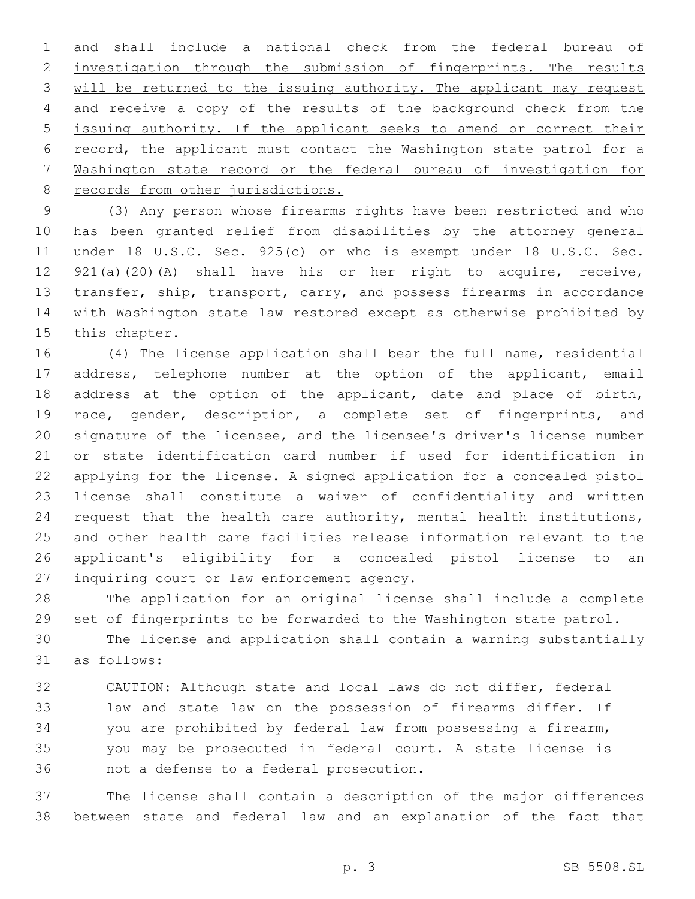and shall include a national check from the federal bureau of investigation through the submission of fingerprints. The results will be returned to the issuing authority. The applicant may request and receive a copy of the results of the background check from the issuing authority. If the applicant seeks to amend or correct their record, the applicant must contact the Washington state patrol for a Washington state record or the federal bureau of investigation for records from other jurisdictions.

(3) Any person whose firearms rights have been restricted and who has been granted relief from disabilities by the attorney general under 18 U.S.C. Sec. 925(c) or who is exempt under 18 U.S.C. Sec. 921(a)(20)(A) shall have his or her right to acquire, receive, transfer, ship, transport, carry, and possess firearms in accordance with Washington state law restored except as otherwise prohibited by this chapter.

(4) The license application shall bear the full name, residential address, telephone number at the option of the applicant, email address at the option of the applicant, date and place of birth, race, gender, description, a complete set of fingerprints, and signature of the licensee, and the licensee's driver's license number or state identification card number if used for identification in applying for the license. A signed application for a concealed pistol license shall constitute a waiver of confidentiality and written request that the health care authority, mental health institutions, and other health care facilities release information relevant to the applicant's eligibility for a concealed pistol license to an inquiring court or law enforcement agency.

The application for an original license shall include a complete set of fingerprints to be forwarded to the Washington state patrol.

The license and application shall contain a warning substantially as follows:

> CAUTION: Although state and local laws do not differ, federal law and state law on the possession of firearms differ. If you are prohibited by federal law from possessing a firearm, you may be prosecuted in federal court. A state license is not a defense to a federal prosecution.

The license shall contain a description of the major differences between state and federal law and an explanation of the fact that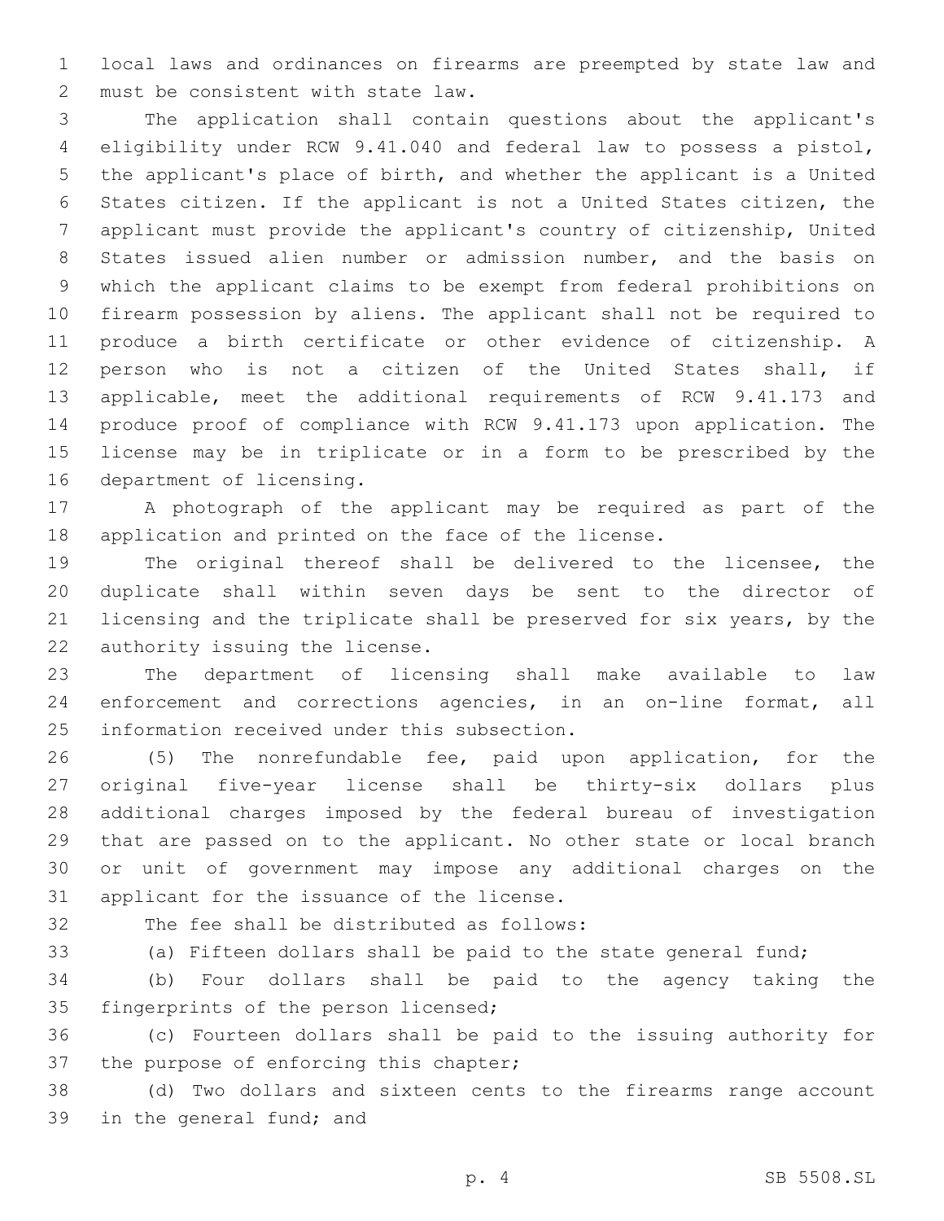local laws and ordinances on firearms are preempted by state law and must be consistent with state law.

The application shall contain questions about the applicant's eligibility under RCW 9.41.040 and federal law to possess a pistol, the applicant's place of birth, and whether the applicant is a United States citizen. If the applicant is not a United States citizen, the applicant must provide the applicant's country of citizenship, United States issued alien number or admission number, and the basis on which the applicant claims to be exempt from federal prohibitions on firearm possession by aliens. The applicant shall not be required to produce a birth certificate or other evidence of citizenship. A person who is not a citizen of the United States shall, if applicable, meet the additional requirements of RCW 9.41.173 and produce proof of compliance with RCW 9.41.173 upon application. The license may be in triplicate or in a form to be prescribed by the department of licensing.

A photograph of the applicant may be required as part of the application and printed on the face of the license.

The original thereof shall be delivered to the licensee, the duplicate shall within seven days be sent to the director of licensing and the triplicate shall be preserved for six years, by the authority issuing the license.

The department of licensing shall make available to law enforcement and corrections agencies, in an on-line format, all information received under this subsection.

(5) The nonrefundable fee, paid upon application, for the original five-year license shall be thirty-six dollars plus additional charges imposed by the federal bureau of investigation that are passed on to the applicant. No other state or local branch or unit of government may impose any additional charges on the applicant for the issuance of the license.

The fee shall be distributed as follows:

(a) Fifteen dollars shall be paid to the state general fund;

(b) Four dollars shall be paid to the agency taking the fingerprints of the person licensed;

(c) Fourteen dollars shall be paid to the issuing authority for the purpose of enforcing this chapter;

(d) Two dollars and sixteen cents to the firearms range account in the general fund; and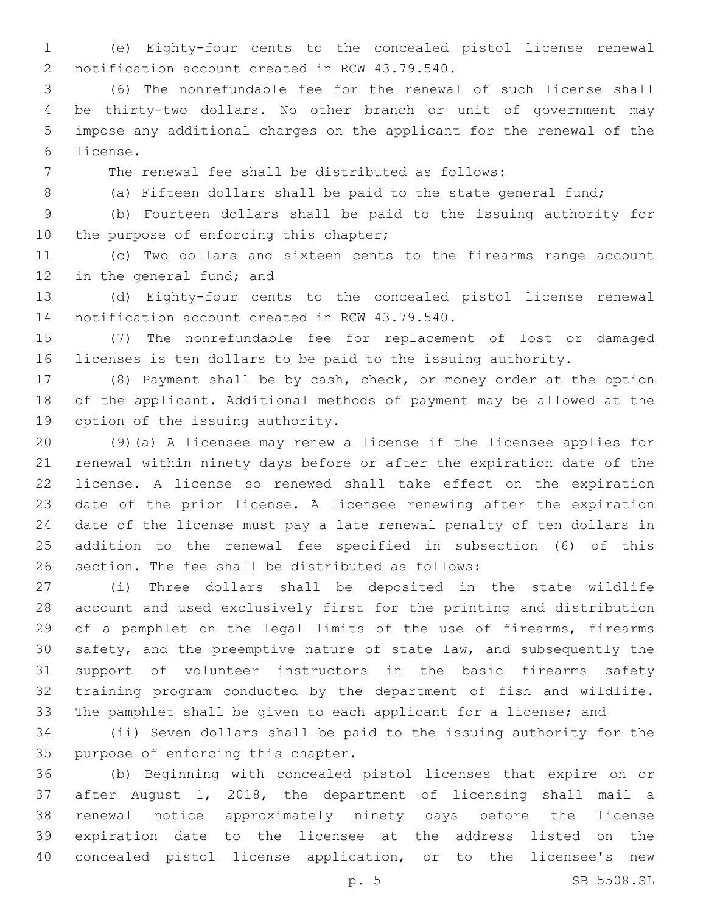(e) Eighty-four cents to the concealed pistol license renewal notification account created in RCW 43.79.540.

(6) The nonrefundable fee for the renewal of such license shall be thirty-two dollars. No other branch or unit of government may impose any additional charges on the applicant for the renewal of the license.

The renewal fee shall be distributed as follows:

(a) Fifteen dollars shall be paid to the state general fund;

(b) Fourteen dollars shall be paid to the issuing authority for the purpose of enforcing this chapter;

(c) Two dollars and sixteen cents to the firearms range account in the general fund; and

(d) Eighty-four cents to the concealed pistol license renewal notification account created in RCW 43.79.540.

(7) The nonrefundable fee for replacement of lost or damaged licenses is ten dollars to be paid to the issuing authority.

(8) Payment shall be by cash, check, or money order at the option of the applicant. Additional methods of payment may be allowed at the option of the issuing authority.

(9)(a) A licensee may renew a license if the licensee applies for renewal within ninety days before or after the expiration date of the license. A license so renewed shall take effect on the expiration date of the prior license. A licensee renewing after the expiration date of the license must pay a late renewal penalty of ten dollars in addition to the renewal fee specified in subsection (6) of this section. The fee shall be distributed as follows:

(i) Three dollars shall be deposited in the state wildlife account and used exclusively first for the printing and distribution of a pamphlet on the legal limits of the use of firearms, firearms safety, and the preemptive nature of state law, and subsequently the support of volunteer instructors in the basic firearms safety training program conducted by the department of fish and wildlife. The pamphlet shall be given to each applicant for a license; and

(ii) Seven dollars shall be paid to the issuing authority for the purpose of enforcing this chapter.

(b) Beginning with concealed pistol licenses that expire on or after August 1, 2018, the department of licensing shall mail a renewal notice approximately ninety days before the license expiration date to the licensee at the address listed on the concealed pistol license application, or to the licensee's new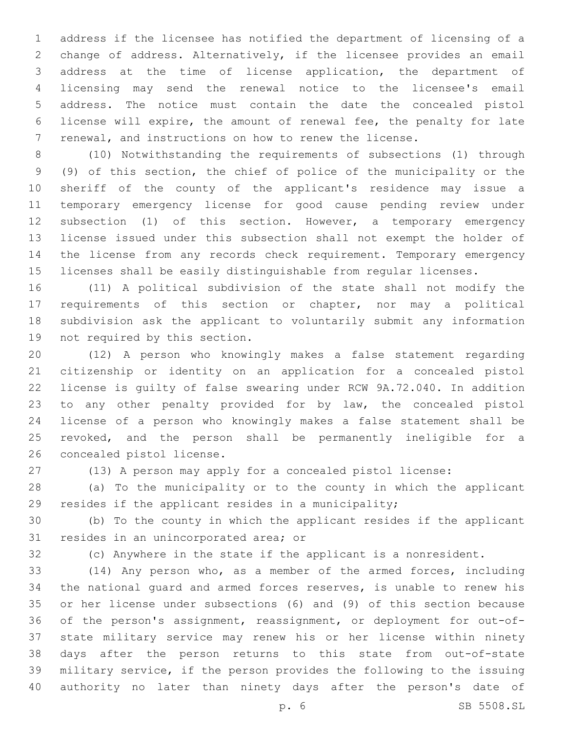address if the licensee has notified the department of licensing of a change of address. Alternatively, if the licensee provides an email address at the time of license application, the department of licensing may send the renewal notice to the licensee's email address. The notice must contain the date the concealed pistol license will expire, the amount of renewal fee, the penalty for late renewal, and instructions on how to renew the license.

(10) Notwithstanding the requirements of subsections (1) through (9) of this section, the chief of police of the municipality or the sheriff of the county of the applicant's residence may issue a temporary emergency license for good cause pending review under subsection (1) of this section. However, a temporary emergency license issued under this subsection shall not exempt the holder of the license from any records check requirement. Temporary emergency licenses shall be easily distinguishable from regular licenses.

(11) A political subdivision of the state shall not modify the requirements of this section or chapter, nor may a political subdivision ask the applicant to voluntarily submit any information not required by this section.

(12) A person who knowingly makes a false statement regarding citizenship or identity on an application for a concealed pistol license is guilty of false swearing under RCW 9A.72.040. In addition to any other penalty provided for by law, the concealed pistol license of a person who knowingly makes a false statement shall be revoked, and the person shall be permanently ineligible for a concealed pistol license.

(13) A person may apply for a concealed pistol license:

(a) To the municipality or to the county in which the applicant resides if the applicant resides in a municipality;

(b) To the county in which the applicant resides if the applicant resides in an unincorporated area; or

(c) Anywhere in the state if the applicant is a nonresident.

(14) Any person who, as a member of the armed forces, including the national guard and armed forces reserves, is unable to renew his or her license under subsections (6) and (9) of this section because of the person's assignment, reassignment, or deployment for out-of-state military service may renew his or her license within ninety days after the person returns to this state from out-of-state military service, if the person provides the following to the issuing authority no later than ninety days after the person's date of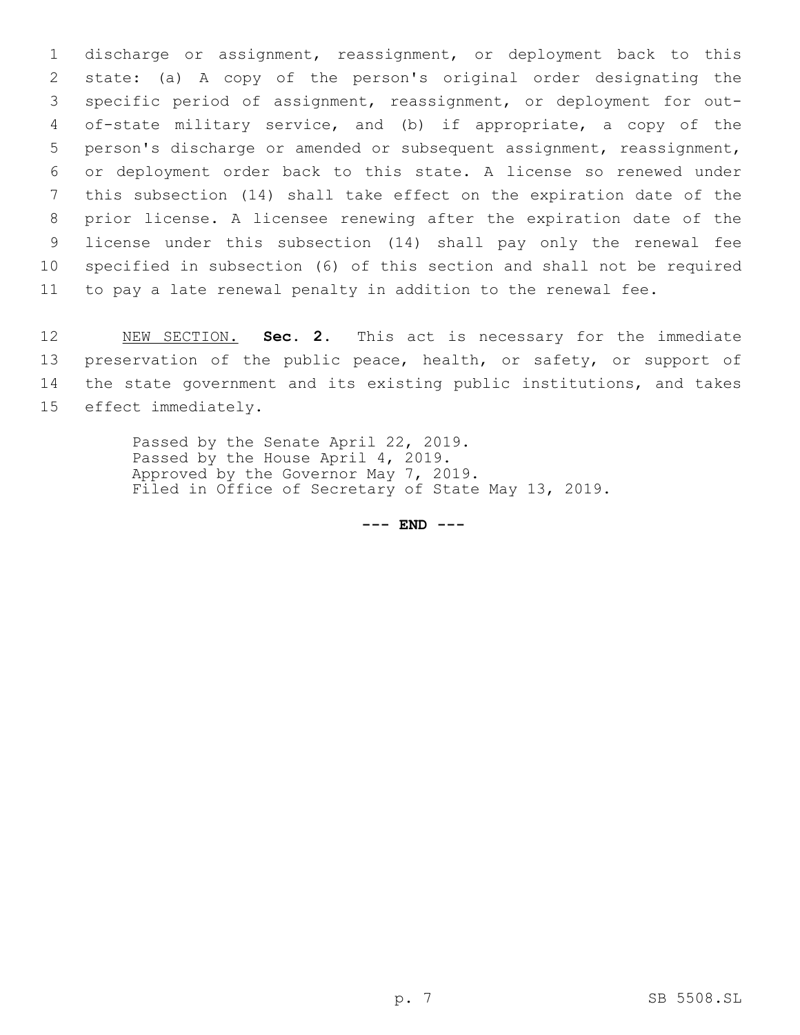discharge or assignment, reassignment, or deployment back to this state: (a) A copy of the person's original order designating the specific period of assignment, reassignment, or deployment for out-of-state military service, and (b) if appropriate, a copy of the person's discharge or amended or subsequent assignment, reassignment, or deployment order back to this state. A license so renewed under this subsection (14) shall take effect on the expiration date of the prior license. A licensee renewing after the expiration date of the license under this subsection (14) shall pay only the renewal fee specified in subsection (6) of this section and shall not be required to pay a late renewal penalty in addition to the renewal fee.

NEW SECTION. **Sec. 2.** This act is necessary for the immediate preservation of the public peace, health, or safety, or support of the state government and its existing public institutions, and takes effect immediately.

Passed by the Senate April 22, 2019.
Passed by the House April 4, 2019.
Approved by the Governor May 7, 2019.
Filed in Office of Secretary of State May 13, 2019.

**--- END ---**